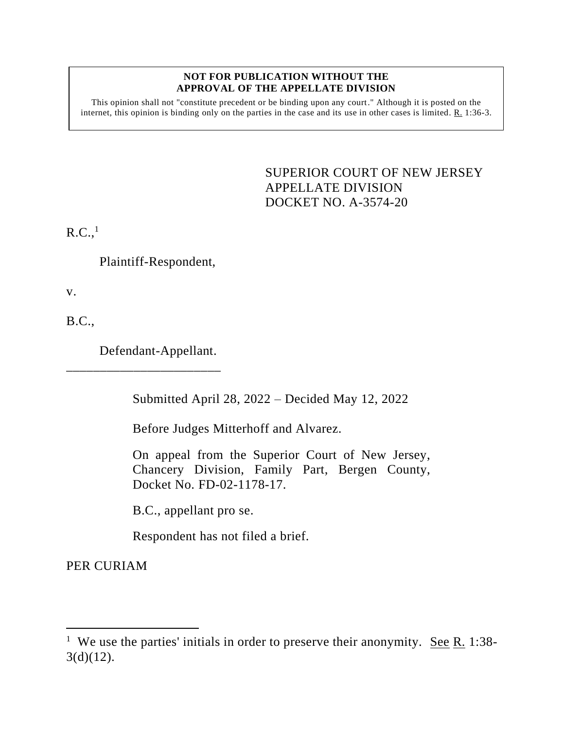**NOT FOR PUBLICATION WITHOUT THE APPROVAL OF THE APPELLATE DIVISION**

This opinion shall not "constitute precedent or be binding upon any court." Although it is posted on the internet, this opinion is binding only on the parties in the case and its use in other cases is limited. R. 1:36-3.

SUPERIOR COURT OF NEW JERSEY
APPELLATE DIVISION
DOCKET NO. A-3574-20

R.C.,[1]

Plaintiff-Respondent,

v.

B.C.,

Defendant-Appellant.

\_\_\_\_\_\_\_\_\_\_\_\_\_\_\_\_\_\_\_\_\_\_\_\_

Submitted April 28, 2022 – Decided May 12, 2022

Before Judges Mitterhoff and Alvarez.

On appeal from the Superior Court of New Jersey, Chancery Division, Family Part, Bergen County, Docket No. FD-02-1178-17.

B.C., appellant pro se.

Respondent has not filed a brief.

PER CURIAM

---

[1] We use the parties' initials in order to preserve their anonymity. See R. 1:38-3(d)(12).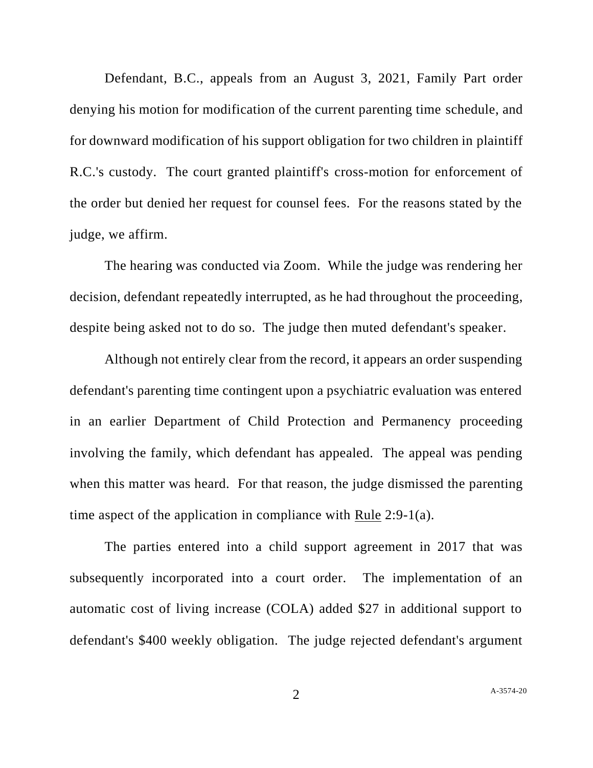Defendant, B.C., appeals from an August 3, 2021, Family Part order denying his motion for modification of the current parenting time schedule, and for downward modification of his support obligation for two children in plaintiff R.C.'s custody. The court granted plaintiff's cross-motion for enforcement of the order but denied her request for counsel fees. For the reasons stated by the judge, we affirm.

The hearing was conducted via Zoom. While the judge was rendering her decision, defendant repeatedly interrupted, as he had throughout the proceeding, despite being asked not to do so. The judge then muted defendant's speaker.

Although not entirely clear from the record, it appears an order suspending defendant's parenting time contingent upon a psychiatric evaluation was entered in an earlier Department of Child Protection and Permanency proceeding involving the family, which defendant has appealed. The appeal was pending when this matter was heard. For that reason, the judge dismissed the parenting time aspect of the application in compliance with Rule 2:9-1(a).

The parties entered into a child support agreement in 2017 that was subsequently incorporated into a court order. The implementation of an automatic cost of living increase (COLA) added $27 in additional support to defendant's $400 weekly obligation. The judge rejected defendant's argument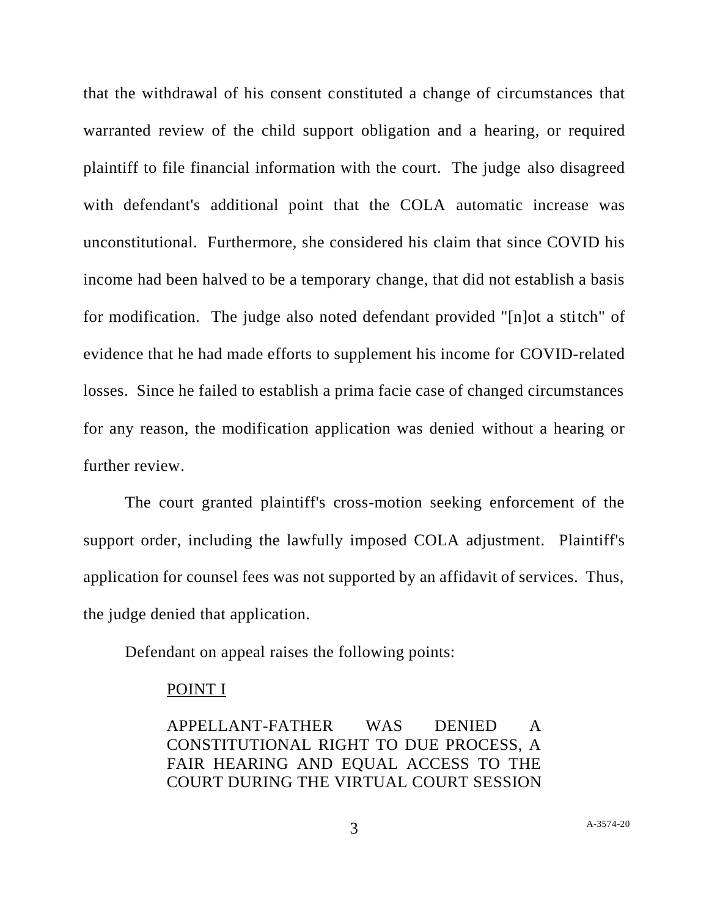that the withdrawal of his consent constituted a change of circumstances that warranted review of the child support obligation and a hearing, or required plaintiff to file financial information with the court. The judge also disagreed with defendant's additional point that the COLA automatic increase was unconstitutional. Furthermore, she considered his claim that since COVID his income had been halved to be a temporary change, that did not establish a basis for modification. The judge also noted defendant provided "[n]ot a stitch" of evidence that he had made efforts to supplement his income for COVID-related losses. Since he failed to establish a prima facie case of changed circumstances for any reason, the modification application was denied without a hearing or further review.

The court granted plaintiff's cross-motion seeking enforcement of the support order, including the lawfully imposed COLA adjustment. Plaintiff's application for counsel fees was not supported by an affidavit of services. Thus, the judge denied that application.

Defendant on appeal raises the following points:

> <u>POINT I</u>
>
> APPELLANT-FATHER WAS DENIED A CONSTITUTIONAL RIGHT TO DUE PROCESS, A FAIR HEARING AND EQUAL ACCESS TO THE COURT DURING THE VIRTUAL COURT SESSION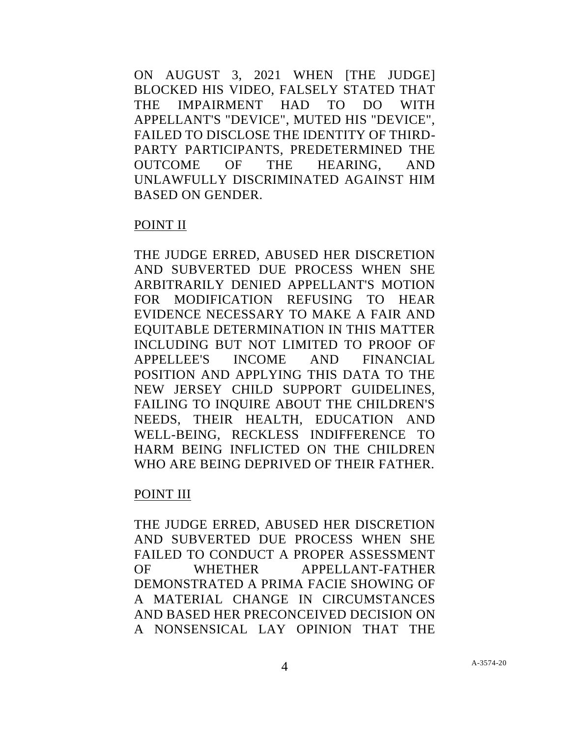ON AUGUST 3, 2021 WHEN [THE JUDGE] BLOCKED HIS VIDEO, FALSELY STATED THAT THE IMPAIRMENT HAD TO DO WITH APPELLANT'S "DEVICE", MUTED HIS "DEVICE", FAILED TO DISCLOSE THE IDENTITY OF THIRD-PARTY PARTICIPANTS, PREDETERMINED THE OUTCOME OF THE HEARING, AND UNLAWFULLY DISCRIMINATED AGAINST HIM BASED ON GENDER.

POINT II

THE JUDGE ERRED, ABUSED HER DISCRETION AND SUBVERTED DUE PROCESS WHEN SHE ARBITRARILY DENIED APPELLANT'S MOTION FOR MODIFICATION REFUSING TO HEAR EVIDENCE NECESSARY TO MAKE A FAIR AND EQUITABLE DETERMINATION IN THIS MATTER INCLUDING BUT NOT LIMITED TO PROOF OF APPELLEE'S INCOME AND FINANCIAL POSITION AND APPLYING THIS DATA TO THE NEW JERSEY CHILD SUPPORT GUIDELINES, FAILING TO INQUIRE ABOUT THE CHILDREN'S NEEDS, THEIR HEALTH, EDUCATION AND WELL-BEING, RECKLESS INDIFFERENCE TO HARM BEING INFLICTED ON THE CHILDREN WHO ARE BEING DEPRIVED OF THEIR FATHER.

POINT III

THE JUDGE ERRED, ABUSED HER DISCRETION AND SUBVERTED DUE PROCESS WHEN SHE FAILED TO CONDUCT A PROPER ASSESSMENT OF WHETHER APPELLANT-FATHER DEMONSTRATED A PRIMA FACIE SHOWING OF A MATERIAL CHANGE IN CIRCUMSTANCES AND BASED HER PRECONCEIVED DECISION ON A NONSENSICAL LAY OPINION THAT THE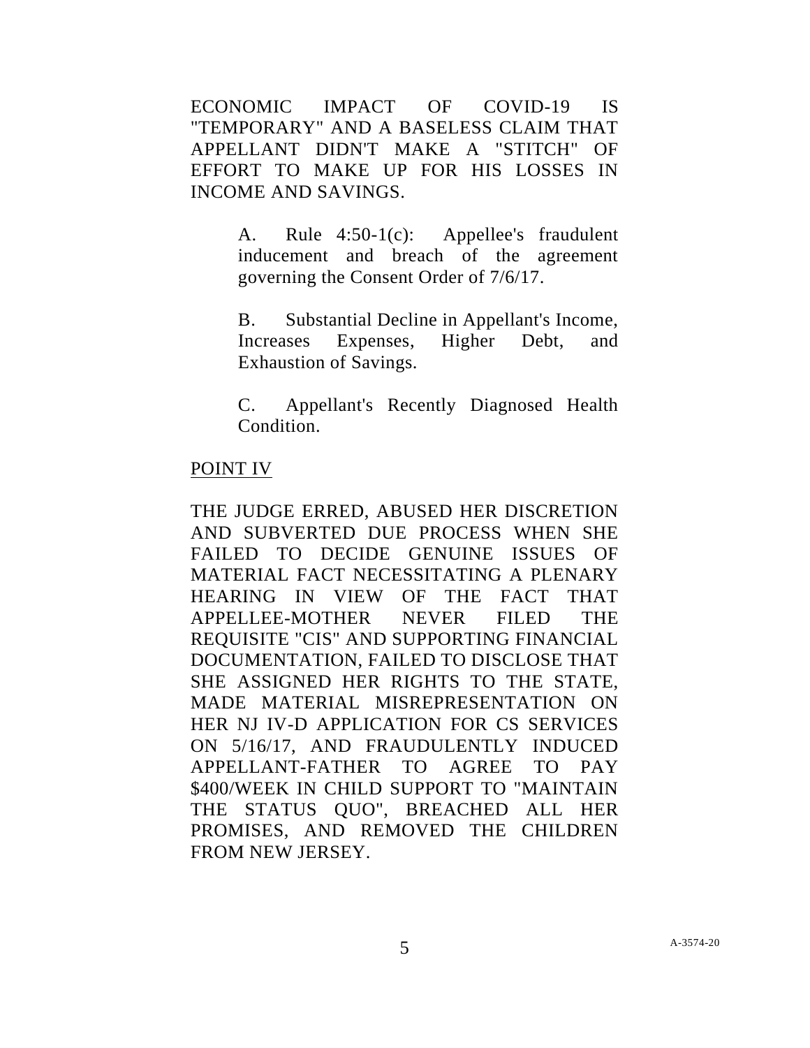ECONOMIC IMPACT OF COVID-19 IS "TEMPORARY" AND A BASELESS CLAIM THAT APPELLANT DIDN'T MAKE A "STITCH" OF EFFORT TO MAKE UP FOR HIS LOSSES IN INCOME AND SAVINGS.

> A. Rule 4:50-1(c): Appellee's fraudulent inducement and breach of the agreement governing the Consent Order of 7/6/17.
>
> B. Substantial Decline in Appellant's Income, Increases Expenses, Higher Debt, and Exhaustion of Savings.
>
> C. Appellant's Recently Diagnosed Health Condition.

POINT IV

THE JUDGE ERRED, ABUSED HER DISCRETION AND SUBVERTED DUE PROCESS WHEN SHE FAILED TO DECIDE GENUINE ISSUES OF MATERIAL FACT NECESSITATING A PLENARY HEARING IN VIEW OF THE FACT THAT APPELLEE-MOTHER NEVER FILED THE REQUISITE "CIS" AND SUPPORTING FINANCIAL DOCUMENTATION, FAILED TO DISCLOSE THAT SHE ASSIGNED HER RIGHTS TO THE STATE, MADE MATERIAL MISREPRESENTATION ON HER NJ IV-D APPLICATION FOR CS SERVICES ON 5/16/17, AND FRAUDULENTLY INDUCED APPELLANT-FATHER TO AGREE TO PAY $400/WEEK IN CHILD SUPPORT TO "MAINTAIN THE STATUS QUO", BREACHED ALL HER PROMISES, AND REMOVED THE CHILDREN FROM NEW JERSEY.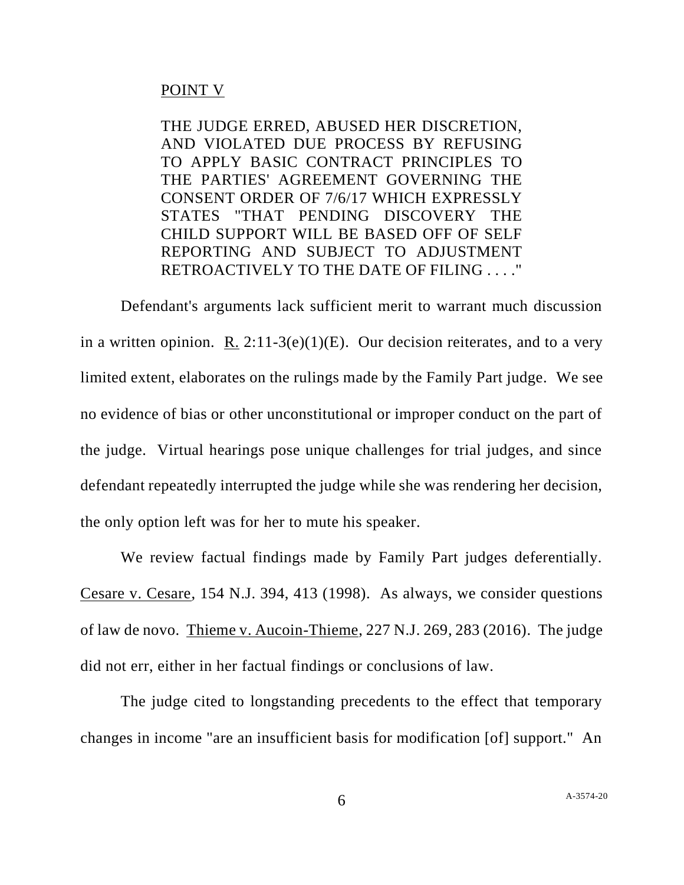POINT V

THE JUDGE ERRED, ABUSED HER DISCRETION, AND VIOLATED DUE PROCESS BY REFUSING TO APPLY BASIC CONTRACT PRINCIPLES TO THE PARTIES' AGREEMENT GOVERNING THE CONSENT ORDER OF 7/6/17 WHICH EXPRESSLY STATES "THAT PENDING DISCOVERY THE CHILD SUPPORT WILL BE BASED OFF OF SELF REPORTING AND SUBJECT TO ADJUSTMENT RETROACTIVELY TO THE DATE OF FILING . . . ."

Defendant's arguments lack sufficient merit to warrant much discussion in a written opinion. R. 2:11-3(e)(1)(E). Our decision reiterates, and to a very limited extent, elaborates on the rulings made by the Family Part judge. We see no evidence of bias or other unconstitutional or improper conduct on the part of the judge. Virtual hearings pose unique challenges for trial judges, and since defendant repeatedly interrupted the judge while she was rendering her decision, the only option left was for her to mute his speaker.

We review factual findings made by Family Part judges deferentially. Cesare v. Cesare, 154 N.J. 394, 413 (1998). As always, we consider questions of law de novo. Thieme v. Aucoin-Thieme, 227 N.J. 269, 283 (2016). The judge did not err, either in her factual findings or conclusions of law.

The judge cited to longstanding precedents to the effect that temporary changes in income "are an insufficient basis for modification [of] support." An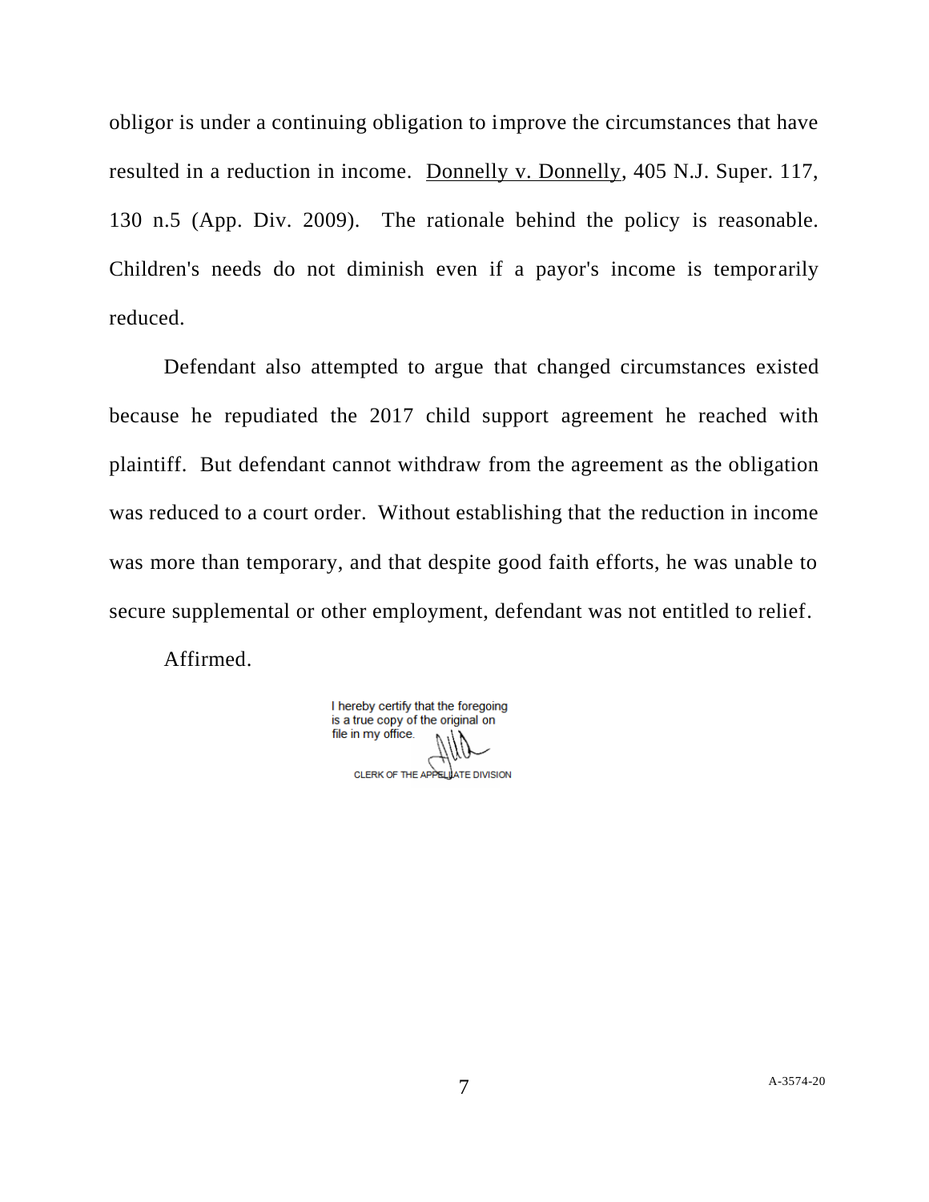obligor is under a continuing obligation to improve the circumstances that have resulted in a reduction in income. Donnelly v. Donnelly, 405 N.J. Super. 117, 130 n.5 (App. Div. 2009). The rationale behind the policy is reasonable. Children's needs do not diminish even if a payor's income is temporarily reduced.

Defendant also attempted to argue that changed circumstances existed because he repudiated the 2017 child support agreement he reached with plaintiff. But defendant cannot withdraw from the agreement as the obligation was reduced to a court order. Without establishing that the reduction in income was more than temporary, and that despite good faith efforts, he was unable to secure supplemental or other employment, defendant was not entitled to relief.

Affirmed.

I hereby certify that the foregoing is a true copy of the original on file in my office.

CLERK OF THE APPELLATE DIVISION